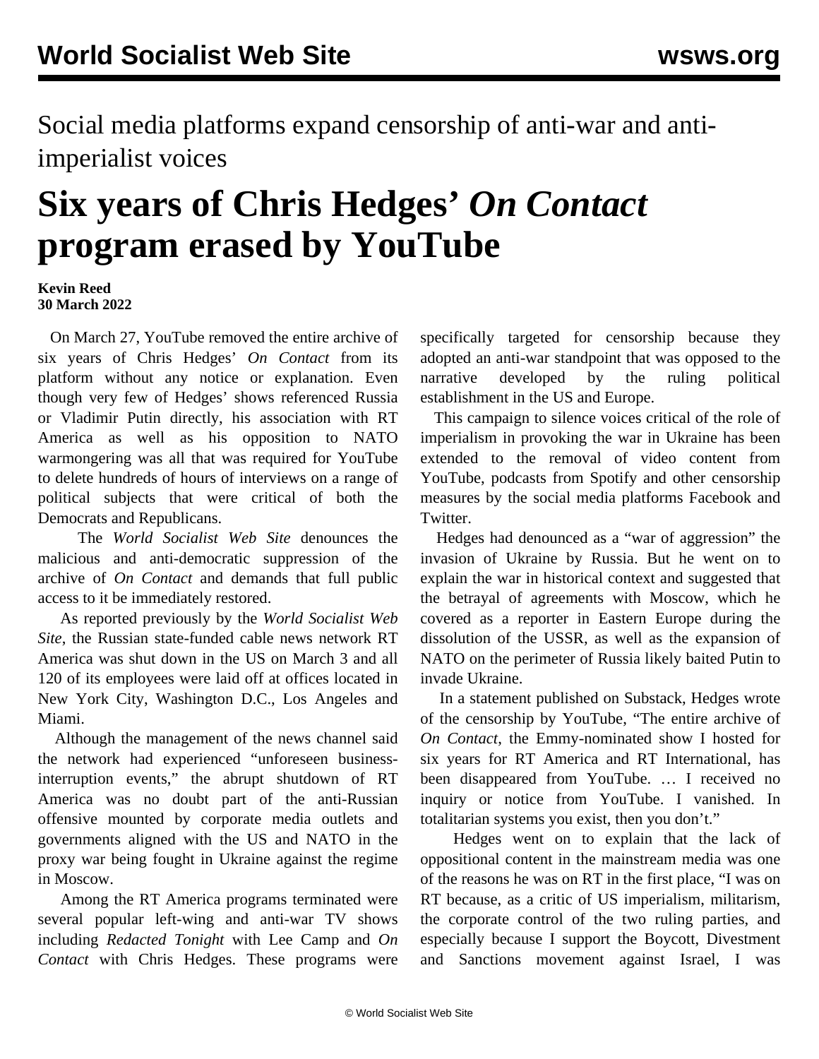Social media platforms expand censorship of anti-war and anti-imperialist voices

# Six years of Chris Hedges' *On Contact* program erased by YouTube

**Kevin Reed**
**30 March 2022**

On March 27, YouTube removed the entire archive of six years of Chris Hedges' *On Contact* from its platform without any notice or explanation. Even though very few of Hedges' shows referenced Russia or Vladimir Putin directly, his association with RT America as well as his opposition to NATO warmongering was all that was required for YouTube to delete hundreds of hours of interviews on a range of political subjects that were critical of both the Democrats and Republicans.

The *World Socialist Web Site* denounces the malicious and anti-democratic suppression of the archive of *On Contact* and demands that full public access to it be immediately restored.

As reported previously by the *World Socialist Web Site*, the Russian state-funded cable news network RT America was shut down in the US on March 3 and all 120 of its employees were laid off at offices located in New York City, Washington D.C., Los Angeles and Miami.

Although the management of the news channel said the network had experienced "unforeseen business-interruption events," the abrupt shutdown of RT America was no doubt part of the anti-Russian offensive mounted by corporate media outlets and governments aligned with the US and NATO in the proxy war being fought in Ukraine against the regime in Moscow.

Among the RT America programs terminated were several popular left-wing and anti-war TV shows including *Redacted Tonight* with Lee Camp and *On Contact* with Chris Hedges. These programs were specifically targeted for censorship because they adopted an anti-war standpoint that was opposed to the narrative developed by the ruling political establishment in the US and Europe.

This campaign to silence voices critical of the role of imperialism in provoking the war in Ukraine has been extended to the removal of video content from YouTube, podcasts from Spotify and other censorship measures by the social media platforms Facebook and Twitter.

Hedges had denounced as a "war of aggression" the invasion of Ukraine by Russia. But he went on to explain the war in historical context and suggested that the betrayal of agreements with Moscow, which he covered as a reporter in Eastern Europe during the dissolution of the USSR, as well as the expansion of NATO on the perimeter of Russia likely baited Putin to invade Ukraine.

In a statement published on Substack, Hedges wrote of the censorship by YouTube, "The entire archive of *On Contact*, the Emmy-nominated show I hosted for six years for RT America and RT International, has been disappeared from YouTube. … I received no inquiry or notice from YouTube. I vanished. In totalitarian systems you exist, then you don't."

Hedges went on to explain that the lack of oppositional content in the mainstream media was one of the reasons he was on RT in the first place, "I was on RT because, as a critic of US imperialism, militarism, the corporate control of the two ruling parties, and especially because I support the Boycott, Divestment and Sanctions movement against Israel, I was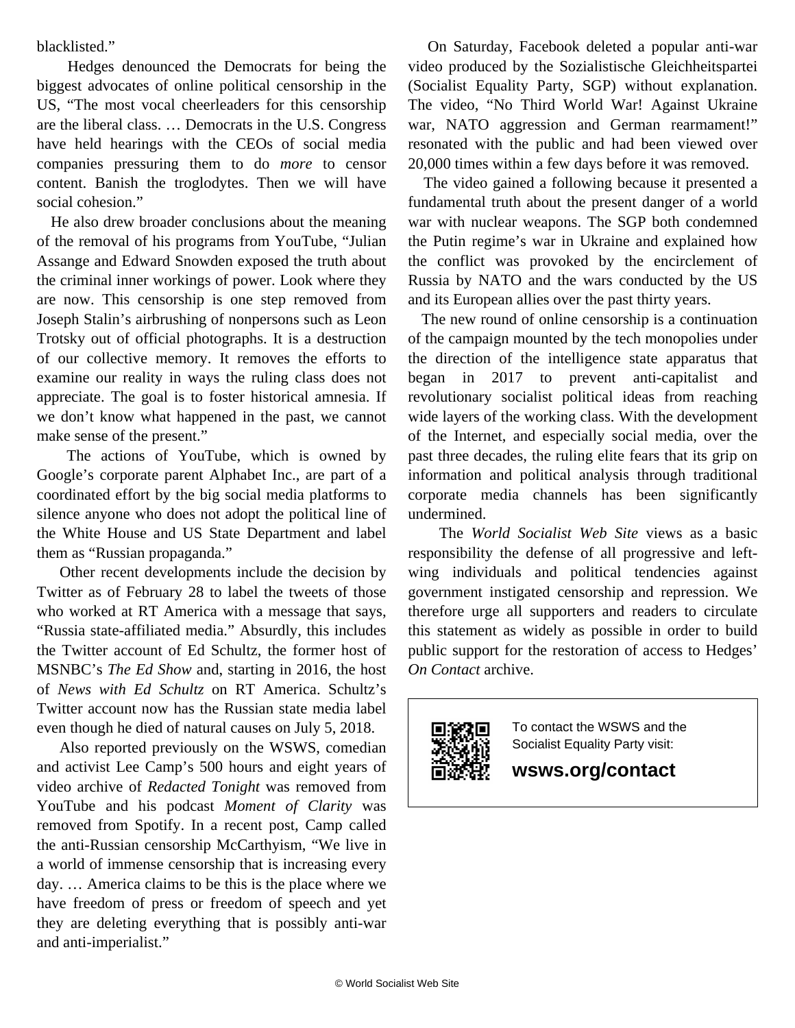blacklisted."

Hedges denounced the Democrats for being the biggest advocates of online political censorship in the US, "The most vocal cheerleaders for this censorship are the liberal class. … Democrats in the U.S. Congress have held hearings with the CEOs of social media companies pressuring them to do *more* to censor content. Banish the troglodytes. Then we will have social cohesion."

He also drew broader conclusions about the meaning of the removal of his programs from YouTube, "Julian Assange and Edward Snowden exposed the truth about the criminal inner workings of power. Look where they are now. This censorship is one step removed from Joseph Stalin's airbrushing of nonpersons such as Leon Trotsky out of official photographs. It is a destruction of our collective memory. It removes the efforts to examine our reality in ways the ruling class does not appreciate. The goal is to foster historical amnesia. If we don't know what happened in the past, we cannot make sense of the present."

The actions of YouTube, which is owned by Google's corporate parent Alphabet Inc., are part of a coordinated effort by the big social media platforms to silence anyone who does not adopt the political line of the White House and US State Department and label them as "Russian propaganda."

Other recent developments include the decision by Twitter as of February 28 to label the tweets of those who worked at RT America with a message that says, "Russia state-affiliated media." Absurdly, this includes the Twitter account of Ed Schultz, the former host of MSNBC's *The Ed Show* and, starting in 2016, the host of *News with Ed Schultz* on RT America. Schultz's Twitter account now has the Russian state media label even though he died of natural causes on July 5, 2018.

Also reported previously on the WSWS, comedian and activist Lee Camp's 500 hours and eight years of video archive of *Redacted Tonight* was removed from YouTube and his podcast *Moment of Clarity* was removed from Spotify. In a recent post, Camp called the anti-Russian censorship McCarthyism, "We live in a world of immense censorship that is increasing every day. … America claims to be this is the place where we have freedom of press or freedom of speech and yet they are deleting everything that is possibly anti-war and anti-imperialist."

On Saturday, Facebook deleted a popular anti-war video produced by the Sozialistische Gleichheitspartei (Socialist Equality Party, SGP) without explanation. The video, "No Third World War! Against Ukraine war, NATO aggression and German rearmament!" resonated with the public and had been viewed over 20,000 times within a few days before it was removed.

The video gained a following because it presented a fundamental truth about the present danger of a world war with nuclear weapons. The SGP both condemned the Putin regime's war in Ukraine and explained how the conflict was provoked by the encirclement of Russia by NATO and the wars conducted by the US and its European allies over the past thirty years.

The new round of online censorship is a continuation of the campaign mounted by the tech monopolies under the direction of the intelligence state apparatus that began in 2017 to prevent anti-capitalist and revolutionary socialist political ideas from reaching wide layers of the working class. With the development of the Internet, and especially social media, over the past three decades, the ruling elite fears that its grip on information and political analysis through traditional corporate media channels has been significantly undermined.

The *World Socialist Web Site* views as a basic responsibility the defense of all progressive and left-wing individuals and political tendencies against government instigated censorship and repression. We therefore urge all supporters and readers to circulate this statement as widely as possible in order to build public support for the restoration of access to Hedges' *On Contact* archive.

To contact the WSWS and the Socialist Equality Party visit:

**wsws.org/contact**